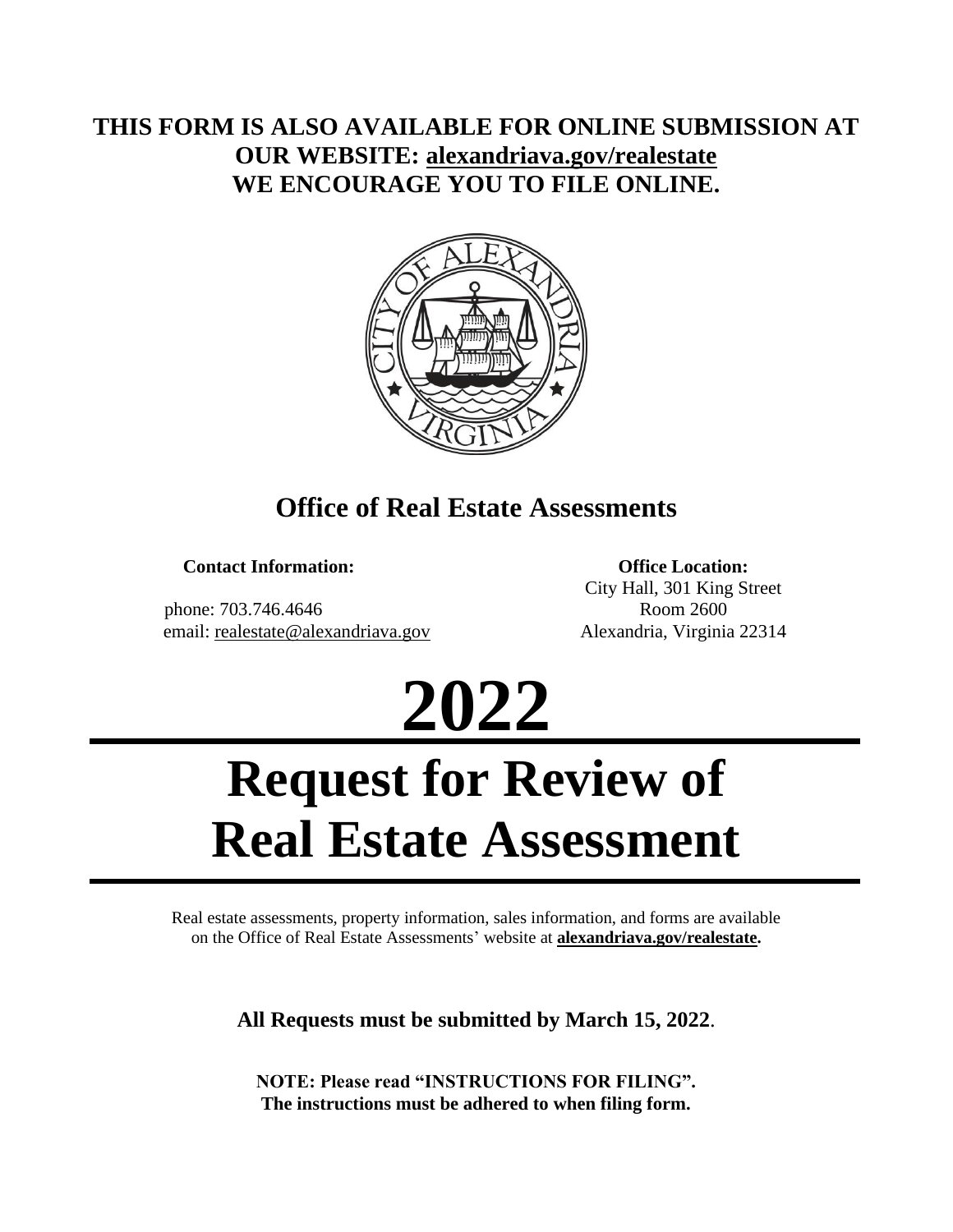**THIS FORM IS ALSO AVAILABLE FOR ONLINE SUBMISSION AT OUR WEBSITE: alexandriava.gov/realestate**
**WE ENCOURAGE YOU TO FILE ONLINE.**

## Office of Real Estate Assessments

**Contact Information:**

phone: 703.746.4646
email: realestate@alexandriava.gov

**Office Location:**

City Hall, 301 King Street
Room 2600
Alexandria, Virginia 22314

# 2022

# Request for Review of Real Estate Assessment

Real estate assessments, property information, sales information, and forms are available on the Office of Real Estate Assessments' website at **alexandriava.gov/realestate.**

**All Requests must be submitted by March 15, 2022**.

**NOTE: Please read "INSTRUCTIONS FOR FILING".**
**The instructions must be adhered to when filing form.**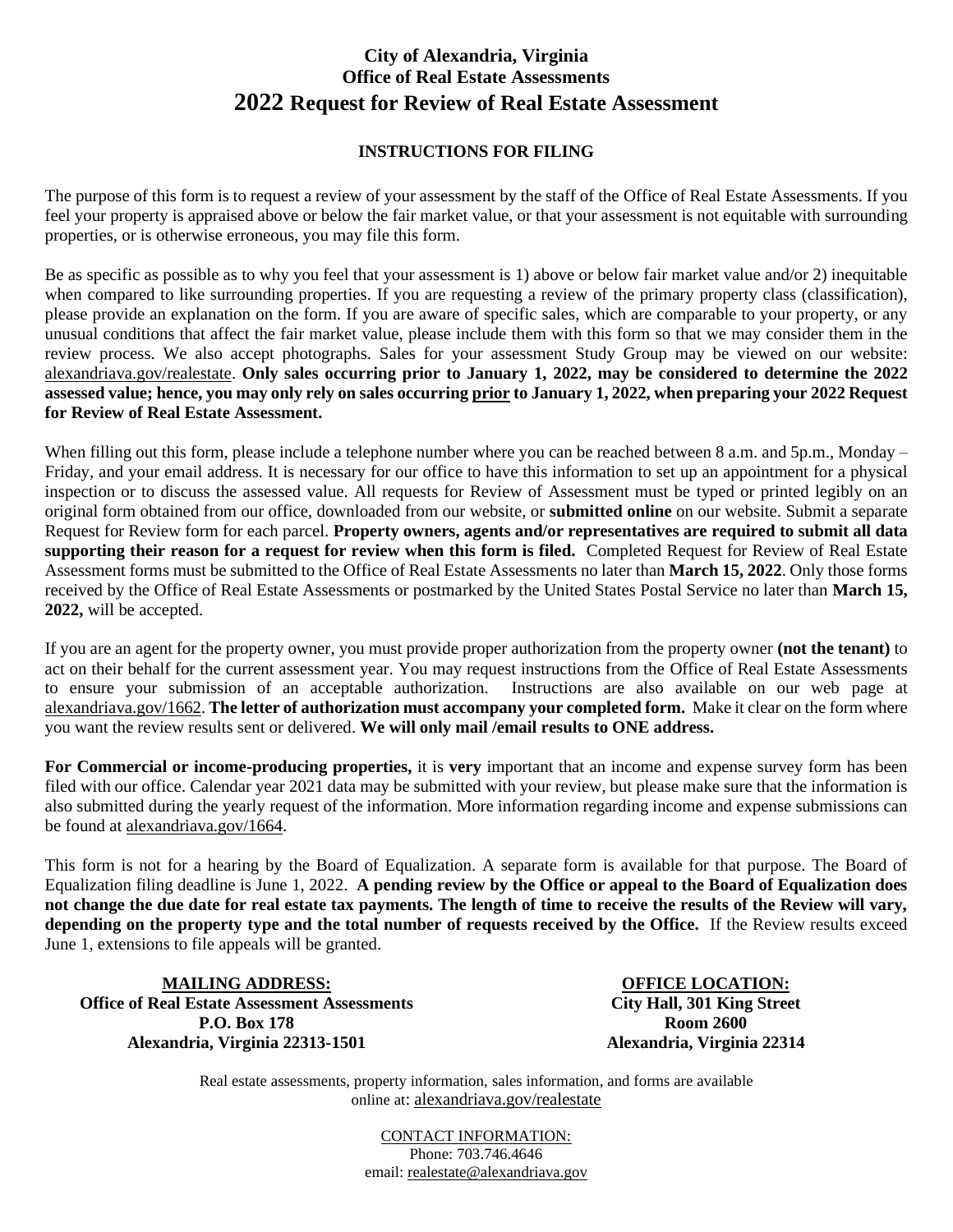# City of Alexandria, Virginia
## Office of Real Estate Assessments
## 2022 Request for Review of Real Estate Assessment

### INSTRUCTIONS FOR FILING

The purpose of this form is to request a review of your assessment by the staff of the Office of Real Estate Assessments. If you feel your property is appraised above or below the fair market value, or that your assessment is not equitable with surrounding properties, or is otherwise erroneous, you may file this form.

Be as specific as possible as to why you feel that your assessment is 1) above or below fair market value and/or 2) inequitable when compared to like surrounding properties. If you are requesting a review of the primary property class (classification), please provide an explanation on the form. If you are aware of specific sales, which are comparable to your property, or any unusual conditions that affect the fair market value, please include them with this form so that we may consider them in the review process. We also accept photographs. Sales for your assessment Study Group may be viewed on our website: alexandriava.gov/realestate. **Only sales occurring prior to January 1, 2022, may be considered to determine the 2022 assessed value; hence, you may only rely on sales occurring prior to January 1, 2022, when preparing your 2022 Request for Review of Real Estate Assessment.**

When filling out this form, please include a telephone number where you can be reached between 8 a.m. and 5p.m., Monday – Friday, and your email address. It is necessary for our office to have this information to set up an appointment for a physical inspection or to discuss the assessed value. All requests for Review of Assessment must be typed or printed legibly on an original form obtained from our office, downloaded from our website, or **submitted online** on our website. Submit a separate Request for Review form for each parcel. **Property owners, agents and/or representatives are required to submit all data supporting their reason for a request for review when this form is filed.** Completed Request for Review of Real Estate Assessment forms must be submitted to the Office of Real Estate Assessments no later than **March 15, 2022**. Only those forms received by the Office of Real Estate Assessments or postmarked by the United States Postal Service no later than **March 15, 2022,** will be accepted.

If you are an agent for the property owner, you must provide proper authorization from the property owner **(not the tenant)** to act on their behalf for the current assessment year. You may request instructions from the Office of Real Estate Assessments to ensure your submission of an acceptable authorization. Instructions are also available on our web page at alexandriava.gov/1662. **The letter of authorization must accompany your completed form.** Make it clear on the form where you want the review results sent or delivered. **We will only mail /email results to ONE address.**

**For Commercial or income-producing properties,** it is **very** important that an income and expense survey form has been filed with our office. Calendar year 2021 data may be submitted with your review, but please make sure that the information is also submitted during the yearly request of the information. More information regarding income and expense submissions can be found at alexandriava.gov/1664.

This form is not for a hearing by the Board of Equalization. A separate form is available for that purpose. The Board of Equalization filing deadline is June 1, 2022. **A pending review by the Office or appeal to the Board of Equalization does not change the due date for real estate tax payments. The length of time to receive the results of the Review will vary, depending on the property type and the total number of requests received by the Office.** If the Review results exceed June 1, extensions to file appeals will be granted.

**MAILING ADDRESS:**
**Office of Real Estate Assessment Assessments**
**P.O. Box 178**
**Alexandria, Virginia 22313-1501**

**OFFICE LOCATION:**
**City Hall, 301 King Street**
**Room 2600**
**Alexandria, Virginia 22314**

Real estate assessments, property information, sales information, and forms are available online at: alexandriava.gov/realestate

CONTACT INFORMATION:
Phone: 703.746.4646
email: realestate@alexandriava.gov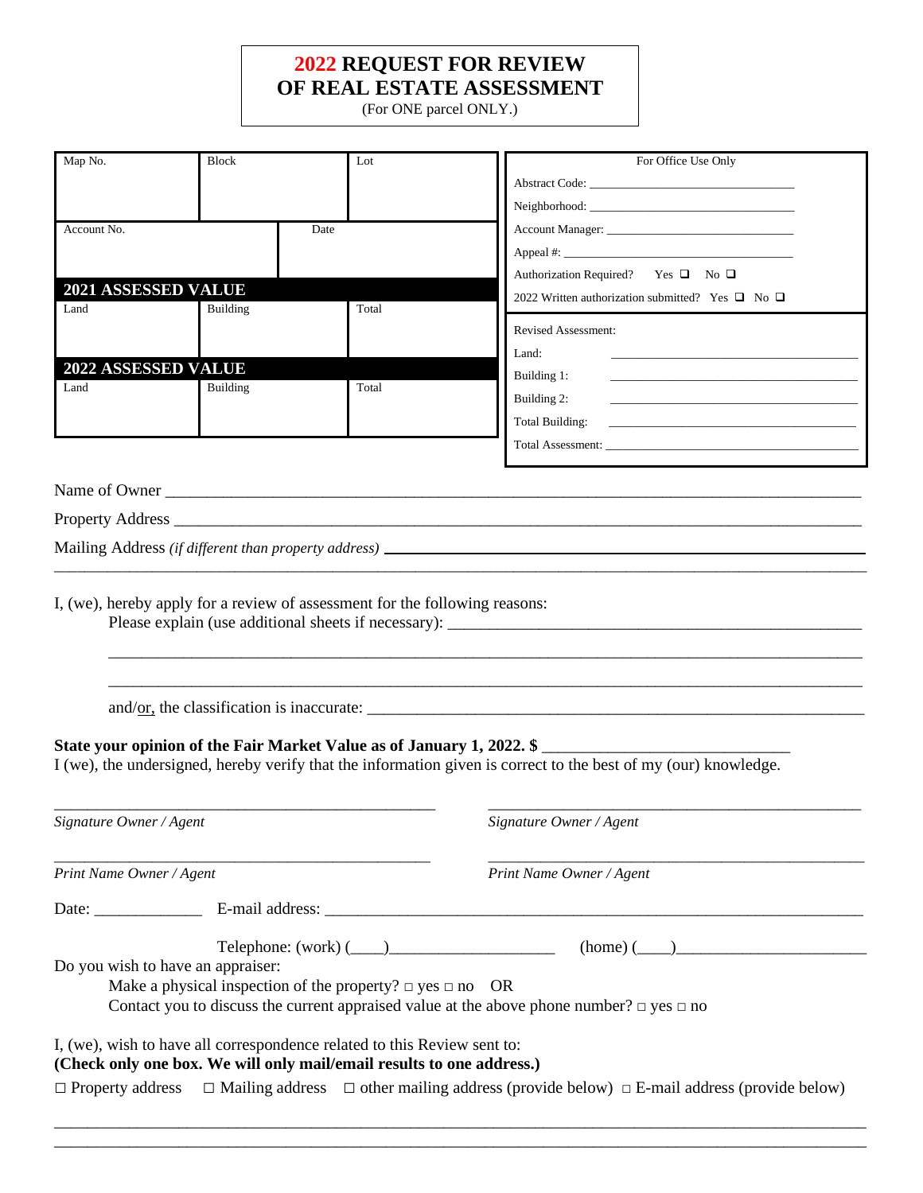# 2022 REQUEST FOR REVIEW OF REAL ESTATE ASSESSMENT

(For ONE parcel ONLY.)

| Map No. | Block | Lot |
|---|---|---|
| | | |

| Account No. | Date |
|---|---|
| | |

**2021 ASSESSED VALUE**

| Land | Building | Total |
|---|---|---|
| | | |

**2022 ASSESSED VALUE**

| Land | Building | Total |
|---|---|---|
| | | |

**For Office Use Only**

Abstract Code: ______________________________

Neighborhood: ______________________________

Account Manager: ______________________________

Appeal #: ______________________________

Authorization Required? Yes ❑ No ❑

2022 Written authorization submitted? Yes ❑ No ❑

Revised Assessment:

Land: ______________________________

Building 1: ______________________________

Building 2: ______________________________

Total Building: ______________________________

Total Assessment: ______________________________

Name of Owner ____________________________________________________________

Property Address ____________________________________________________________

Mailing Address *(if different than property address)* ____________________________________________

____________________________________________________________

I, (we), hereby apply for a review of assessment for the following reasons:

Please explain (use additional sheets if necessary): ____________________________________________

____________________________________________________________

____________________________________________________________

and/or, the classification is inaccurate: ____________________________________________

**State your opinion of the Fair Market Value as of January 1, 2022. $** ____________________________

I (we), the undersigned, hereby verify that the information given is correct to the best of my (our) knowledge.

______________________________ ______________________________

*Signature Owner / Agent* *Signature Owner / Agent*

______________________________ ______________________________

*Print Name Owner / Agent* *Print Name Owner / Agent*

Date: ____________ E-mail address: ____________________________________________

Telephone: (work) (____)____________________ (home) (____)______________________

Do you wish to have an appraiser:

Make a physical inspection of the property? □ yes □ no OR

Contact you to discuss the current appraised value at the above phone number? □ yes □ no

I, (we), wish to have all correspondence related to this Review sent to:

**(Check only one box. We will only mail/email results to one address.)**

□ Property address □ Mailing address □ other mailing address (provide below) □ E-mail address (provide below)

____________________________________________________________

____________________________________________________________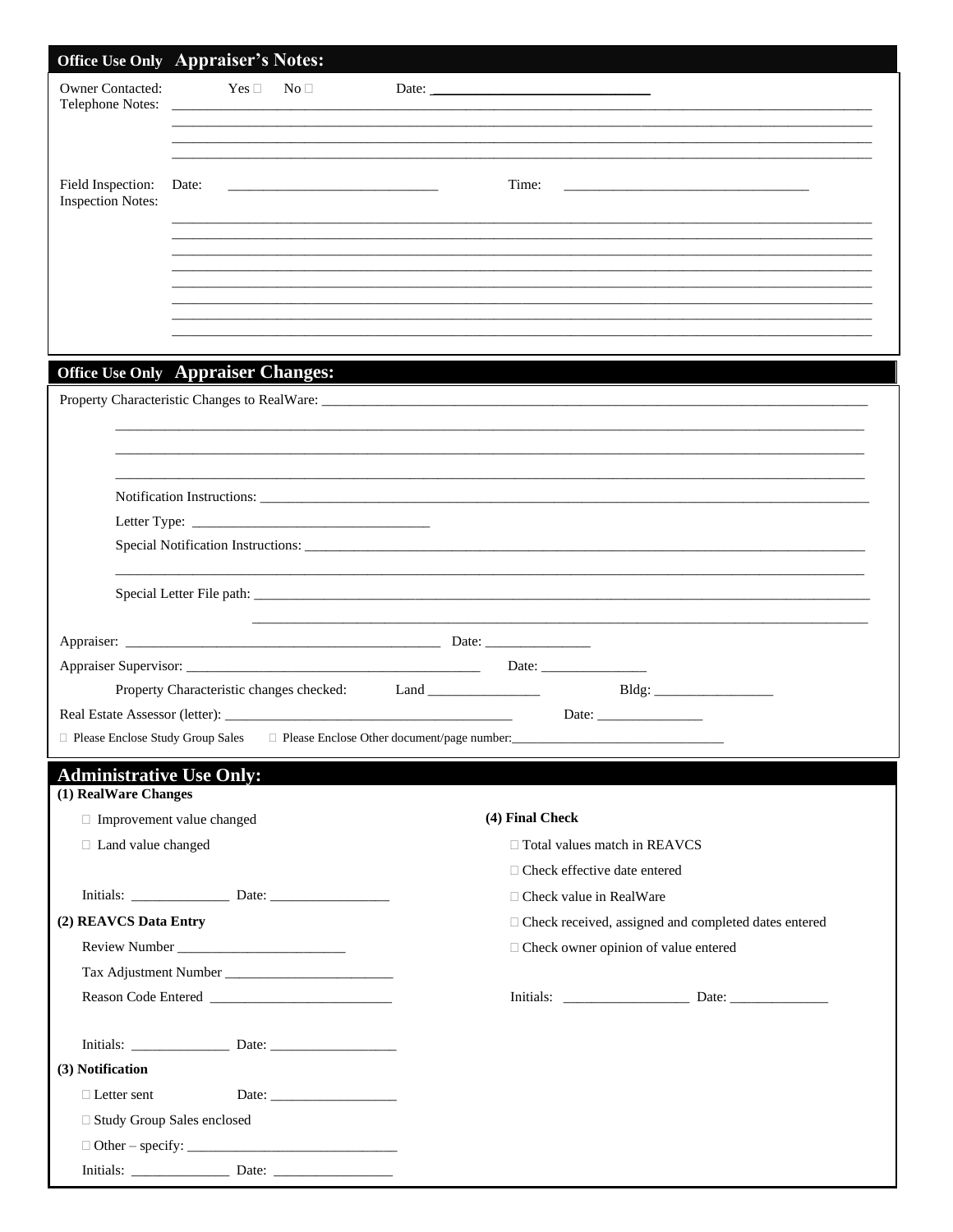## Office Use Only Appraiser's Notes:

Owner Contacted: Yes ☐ No ☐ Date: ______________________________

Telephone Notes: ____________________________________________________________________________________________

____________________________________________________________________________________________

____________________________________________________________________________________________

____________________________________________________________________________________________

Field Inspection: Date: ______________________________ Time: ________________________________

Inspection Notes:

____________________________________________________________________________________________

____________________________________________________________________________________________

____________________________________________________________________________________________

____________________________________________________________________________________________

____________________________________________________________________________________________

____________________________________________________________________________________________

____________________________________________________________________________________________

____________________________________________________________________________________________

## Office Use Only Appraiser Changes:

Property Characteristic Changes to RealWare: ________________________________________________________________

____________________________________________________________________________________________

____________________________________________________________________________________________

____________________________________________________________________________________________

Notification Instructions: ________________________________________________________________________

Letter Type: ________________________________

Special Notification Instructions: __________________________________________________________________

____________________________________________________________________________________________

Special Letter File path: ___________________________________________________________________________

____________________________________________________________________________________________

Appraiser: ____________________________________________ Date: ______________

Appraiser Supervisor: ____________________________________________ Date: ______________

Property Characteristic changes checked: Land _______________ Bldg: ________________

Real Estate Assessor (letter): ____________________________________________ Date: ______________

☐ Please Enclose Study Group Sales ☐ Please Enclose Other document/page number: ________________________________

## Administrative Use Only:

**(1) RealWare Changes**

☐ Improvement value changed

☐ Land value changed

Initials: _____________ Date: ________________

**(2) REAVCS Data Entry**

Review Number ________________________

Tax Adjustment Number ________________________

Reason Code Entered ________________________

Initials: _____________ Date: ________________

**(3) Notification**

☐ Letter sent Date: ________________

☐ Study Group Sales enclosed

☐ Other – specify: ____________________________

Initials: _____________ Date: ________________

**(4) Final Check**

☐ Total values match in REAVCS

☐ Check effective date entered

☐ Check value in RealWare

☐ Check received, assigned and completed dates entered

☐ Check owner opinion of value entered

Initials: __________________ Date: ______________